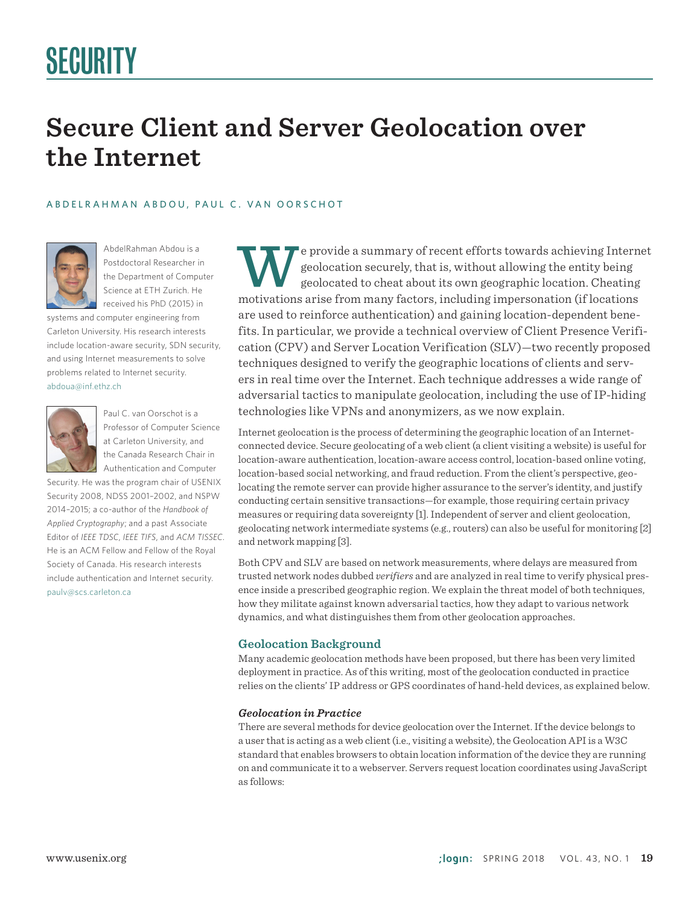# SECURITY

## Secure Client and Server Geolocation over the Internet

ABDELRAHMAN ABDOU, PAUL C. VAN OORSCHOT

AbdelRahman Abdou is a Postdoctoral Researcher in the Department of Computer Science at ETH Zurich. He received his PhD (2015) in systems and computer engineering from Carleton University. His research interests include location-aware security, SDN security, and using Internet measurements to solve problems related to Internet security. abdoua@inf.ethz.ch

Paul C. van Oorschot is a Professor of Computer Science at Carleton University, and the Canada Research Chair in Authentication and Computer Security. He was the program chair of USENIX Security 2008, NDSS 2001–2002, and NSPW 2014–2015; a co-author of the *Handbook of Applied Cryptography*; and a past Associate Editor of *IEEE TDSC*, *IEEE TIFS*, and *ACM TISSEC*. He is an ACM Fellow and Fellow of the Royal Society of Canada. His research interests include authentication and Internet security. paulv@scs.carleton.ca

We provide a summary of recent efforts towards achieving Internet geolocation securely, that is, without allowing the entity being geolocated to cheat about its own geographic location. Cheating motivations arise from many factors, including impersonation (if locations are used to reinforce authentication) and gaining location-dependent benefits. In particular, we provide a technical overview of Client Presence Verification (CPV) and Server Location Verification (SLV)—two recently proposed techniques designed to verify the geographic locations of clients and servers in real time over the Internet. Each technique addresses a wide range of adversarial tactics to manipulate geolocation, including the use of IP-hiding technologies like VPNs and anonymizers, as we now explain.

Internet geolocation is the process of determining the geographic location of an Internet-connected device. Secure geolocating of a web client (a client visiting a website) is useful for location-aware authentication, location-aware access control, location-based online voting, location-based social networking, and fraud reduction. From the client's perspective, geolocating the remote server can provide higher assurance to the server's identity, and justify conducting certain sensitive transactions—for example, those requiring certain privacy measures or requiring data sovereignty [1]. Independent of server and client geolocation, geolocating network intermediate systems (e.g., routers) can also be useful for monitoring [2] and network mapping [3].

Both CPV and SLV are based on network measurements, where delays are measured from trusted network nodes dubbed *verifiers* and are analyzed in real time to verify physical presence inside a prescribed geographic region. We explain the threat model of both techniques, how they militate against known adversarial tactics, how they adapt to various network dynamics, and what distinguishes them from other geolocation approaches.

### Geolocation Background

Many academic geolocation methods have been proposed, but there has been very limited deployment in practice. As of this writing, most of the geolocation conducted in practice relies on the clients' IP address or GPS coordinates of hand-held devices, as explained below.

#### *Geolocation in Practice*

There are several methods for device geolocation over the Internet. If the device belongs to a user that is acting as a web client (i.e., visiting a website), the Geolocation API is a W3C standard that enables browsers to obtain location information of the device they are running on and communicate it to a webserver. Servers request location coordinates using JavaScript as follows: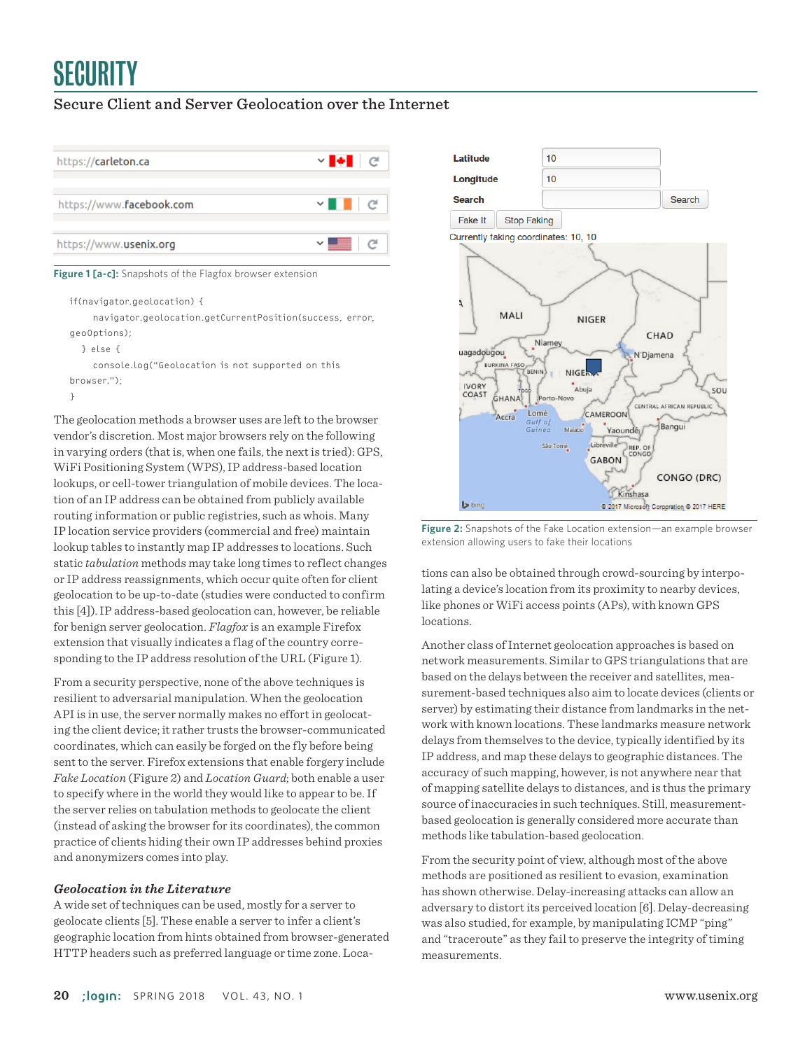Figure 1 [a-c]: Snapshots of the Flagfox browser extension

```
if(navigator.geolocation) {
    navigator.geolocation.getCurrentPosition(success, error,
geoOptions);
  } else {
    console.log("Geolocation is not supported on this
browser.");
}
```

The geolocation methods a browser uses are left to the browser vendor's discretion. Most major browsers rely on the following in varying orders (that is, when one fails, the next is tried): GPS, WiFi Positioning System (WPS), IP address-based location lookups, or cell-tower triangulation of mobile devices. The location of an IP address can be obtained from publicly available routing information or public registries, such as whois. Many IP location service providers (commercial and free) maintain lookup tables to instantly map IP addresses to locations. Such static *tabulation* methods may take long times to reflect changes or IP address reassignments, which occur quite often for client geolocation to be up-to-date (studies were conducted to confirm this [4]). IP address-based geolocation can, however, be reliable for benign server geolocation. *Flagfox* is an example Firefox extension that visually indicates a flag of the country corresponding to the IP address resolution of the URL (Figure 1).

From a security perspective, none of the above techniques is resilient to adversarial manipulation. When the geolocation API is in use, the server normally makes no effort in geolocating the client device; it rather trusts the browser-communicated coordinates, which can easily be forged on the fly before being sent to the server. Firefox extensions that enable forgery include *Fake Location* (Figure 2) and *Location Guard*; both enable a user to specify where in the world they would like to appear to be. If the server relies on tabulation methods to geolocate the client (instead of asking the browser for its coordinates), the common practice of clients hiding their own IP addresses behind proxies and anonymizers comes into play.

Figure 2: Snapshots of the Fake Location extension—an example browser extension allowing users to fake their locations

### *Geolocation in the Literature*

A wide set of techniques can be used, mostly for a server to geolocate clients [5]. These enable a server to infer a client's geographic location from hints obtained from browser-generated HTTP headers such as preferred language or time zone. Locations can also be obtained through crowd-sourcing by interpolating a device's location from its proximity to nearby devices, like phones or WiFi access points (APs), with known GPS locations.

Another class of Internet geolocation approaches is based on network measurements. Similar to GPS triangulations that are based on the delays between the receiver and satellites, measurement-based techniques also aim to locate devices (clients or server) by estimating their distance from landmarks in the network with known locations. These landmarks measure network delays from themselves to the device, typically identified by its IP address, and map these delays to geographic distances. The accuracy of such mapping, however, is not anywhere near that of mapping satellite delays to distances, and is thus the primary source of inaccuracies in such techniques. Still, measurement-based geolocation is generally considered more accurate than methods like tabulation-based geolocation.

From the security point of view, although most of the above methods are positioned as resilient to evasion, examination has shown otherwise. Delay-increasing attacks can allow an adversary to distort its perceived location [6]. Delay-decreasing was also studied, for example, by manipulating ICMP "ping" and "traceroute" as they fail to preserve the integrity of timing measurements.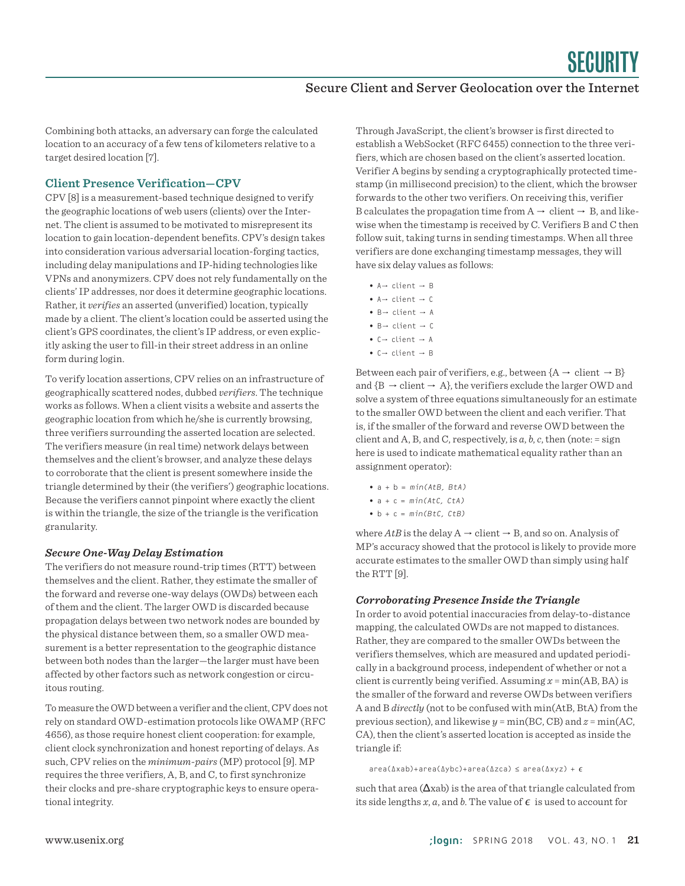Combining both attacks, an adversary can forge the calculated location to an accuracy of a few tens of kilometers relative to a target desired location [7].

### Client Presence Verification—CPV

CPV [8] is a measurement-based technique designed to verify the geographic locations of web users (clients) over the Internet. The client is assumed to be motivated to misrepresent its location to gain location-dependent benefits. CPV's design takes into consideration various adversarial location-forging tactics, including delay manipulations and IP-hiding technologies like VPNs and anonymizers. CPV does not rely fundamentally on the clients' IP addresses, nor does it determine geographic locations. Rather, it *verifies* an asserted (unverified) location, typically made by a client. The client's location could be asserted using the client's GPS coordinates, the client's IP address, or even explicitly asking the user to fill-in their street address in an online form during login.

To verify location assertions, CPV relies on an infrastructure of geographically scattered nodes, dubbed *verifiers*. The technique works as follows. When a client visits a website and asserts the geographic location from which he/she is currently browsing, three verifiers surrounding the asserted location are selected. The verifiers measure (in real time) network delays between themselves and the client's browser, and analyze these delays to corroborate that the client is present somewhere inside the triangle determined by their (the verifiers') geographic locations. Because the verifiers cannot pinpoint where exactly the client is within the triangle, the size of the triangle is the verification granularity.

#### *Secure One-Way Delay Estimation*

The verifiers do not measure round-trip times (RTT) between themselves and the client. Rather, they estimate the smaller of the forward and reverse one-way delays (OWDs) between each of them and the client. The larger OWD is discarded because propagation delays between two network nodes are bounded by the physical distance between them, so a smaller OWD measurement is a better representation to the geographic distance between both nodes than the larger—the larger must have been affected by other factors such as network congestion or circuitous routing.

To measure the OWD between a verifier and the client, CPV does not rely on standard OWD-estimation protocols like OWAMP (RFC 4656), as those require honest client cooperation: for example, client clock synchronization and honest reporting of delays. As such, CPV relies on the *minimum-pairs* (MP) protocol [9]. MP requires the three verifiers, A, B, and C, to first synchronize their clocks and pre-share cryptographic keys to ensure operational integrity.

Through JavaScript, the client's browser is first directed to establish a WebSocket (RFC 6455) connection to the three verifiers, which are chosen based on the client's asserted location. Verifier A begins by sending a cryptographically protected timestamp (in millisecond precision) to the client, which the browser forwards to the other two verifiers. On receiving this, verifier B calculates the propagation time from A → client → B, and likewise when the timestamp is received by C. Verifiers B and C then follow suit, taking turns in sending timestamps. When all three verifiers are done exchanging timestamp messages, they will have six delay values as follows:

- A→ client → B
- A→ client → C
- B→ client → A
- B→ client → C
- C→ client → A
- C→ client → B

Between each pair of verifiers, e.g., between {A → client → B} and {B → client → A}, the verifiers exclude the larger OWD and solve a system of three equations simultaneously for an estimate to the smaller OWD between the client and each verifier. That is, if the smaller of the forward and reverse OWD between the client and A, B, and C, respectively, is $a$, $b$, $c$, then (note: = sign here is used to indicate mathematical equality rather than an assignment operator):

- $a + b = min(AtB, BtA)$
- $a + c = min(AtC, CtA)$
- $b + c = min(BtC, CtB)$

where $AtB$ is the delay A → client → B, and so on. Analysis of MP's accuracy showed that the protocol is likely to provide more accurate estimates to the smaller OWD than simply using half the RTT [9].

#### *Corroborating Presence Inside the Triangle*

In order to avoid potential inaccuracies from delay-to-distance mapping, the calculated OWDs are not mapped to distances. Rather, they are compared to the smaller OWDs between the verifiers themselves, which are measured and updated periodically in a background process, independent of whether or not a client is currently being verified. Assuming $x = \min(AB, BA)$ is the smaller of the forward and reverse OWDs between verifiers A and B *directly* (not to be confused with min(AtB, BtA) from the previous section), and likewise $y = \min(BC, CB)$ and $z = \min(AC, CA)$, then the client's asserted location is accepted as inside the triangle if:

$$\text{area}(\Delta xab)+\text{area}(\Delta ybc)+\text{area}(\Delta zca) \leq \text{area}(\Delta xyz) + \epsilon$$

such that area ($\Delta$xab) is the area of that triangle calculated from its side lengths $x$, $a$, and $b$. The value of $\epsilon$ is used to account for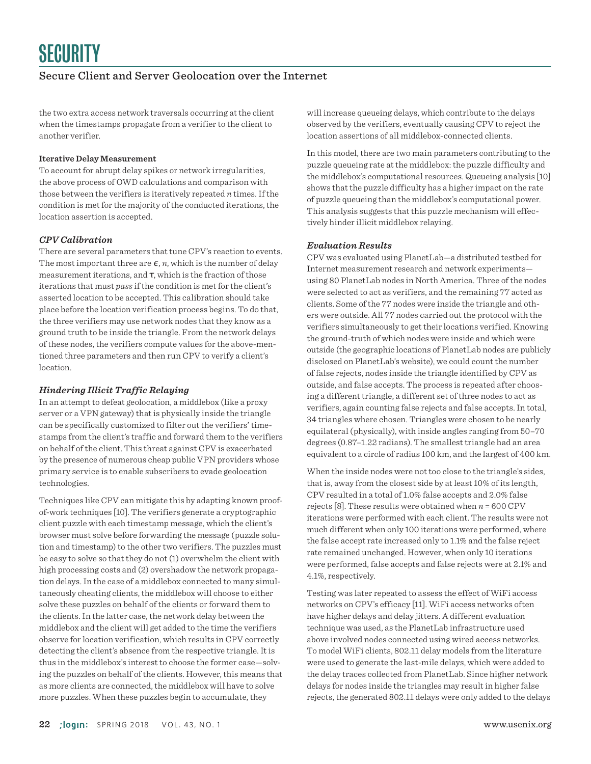the two extra access network traversals occurring at the client when the timestamps propagate from a verifier to the client to another verifier.

**Iterative Delay Measurement**

To account for abrupt delay spikes or network irregularities, the above process of OWD calculations and comparison with those between the verifiers is iteratively repeated $n$ times. If the condition is met for the majority of the conducted iterations, the location assertion is accepted.

### *CPV Calibration*

There are several parameters that tune CPV's reaction to events. The most important three are $\epsilon$, $n$, which is the number of delay measurement iterations, and $\tau$, which is the fraction of those iterations that must *pass* if the condition is met for the client's asserted location to be accepted. This calibration should take place before the location verification process begins. To do that, the three verifiers may use network nodes that they know as a ground truth to be inside the triangle. From the network delays of these nodes, the verifiers compute values for the above-mentioned three parameters and then run CPV to verify a client's location.

### *Hindering Illicit Traffic Relaying*

In an attempt to defeat geolocation, a middlebox (like a proxy server or a VPN gateway) that is physically inside the triangle can be specifically customized to filter out the verifiers' timestamps from the client's traffic and forward them to the verifiers on behalf of the client. This threat against CPV is exacerbated by the presence of numerous cheap public VPN providers whose primary service is to enable subscribers to evade geolocation technologies.

Techniques like CPV can mitigate this by adapting known proof-of-work techniques [10]. The verifiers generate a cryptographic client puzzle with each timestamp message, which the client's browser must solve before forwarding the message (puzzle solution and timestamp) to the other two verifiers. The puzzles must be easy to solve so that they do not (1) overwhelm the client with high processing costs and (2) overshadow the network propagation delays. In the case of a middlebox connected to many simultaneously cheating clients, the middlebox will choose to either solve these puzzles on behalf of the clients or forward them to the clients. In the latter case, the network delay between the middlebox and the client will get added to the time the verifiers observe for location verification, which results in CPV correctly detecting the client's absence from the respective triangle. It is thus in the middlebox's interest to choose the former case—solving the puzzles on behalf of the clients. However, this means that as more clients are connected, the middlebox will have to solve more puzzles. When these puzzles begin to accumulate, they will increase queueing delays, which contribute to the delays observed by the verifiers, eventually causing CPV to reject the location assertions of all middlebox-connected clients.

In this model, there are two main parameters contributing to the puzzle queueing rate at the middlebox: the puzzle difficulty and the middlebox's computational resources. Queueing analysis [10] shows that the puzzle difficulty has a higher impact on the rate of puzzle queueing than the middlebox's computational power. This analysis suggests that this puzzle mechanism will effectively hinder illicit middlebox relaying.

### *Evaluation Results*

CPV was evaluated using PlanetLab—a distributed testbed for Internet measurement research and network experiments—using 80 PlanetLab nodes in North America. Three of the nodes were selected to act as verifiers, and the remaining 77 acted as clients. Some of the 77 nodes were inside the triangle and others were outside. All 77 nodes carried out the protocol with the verifiers simultaneously to get their locations verified. Knowing the ground-truth of which nodes were inside and which were outside (the geographic locations of PlanetLab nodes are publicly disclosed on PlanetLab's website), we could count the number of false rejects, nodes inside the triangle identified by CPV as outside, and false accepts. The process is repeated after choosing a different triangle, a different set of three nodes to act as verifiers, again counting false rejects and false accepts. In total, 34 triangles where chosen. Triangles were chosen to be nearly equilateral (physically), with inside angles ranging from 50–70 degrees (0.87–1.22 radians). The smallest triangle had an area equivalent to a circle of radius 100 km, and the largest of 400 km.

When the inside nodes were not too close to the triangle's sides, that is, away from the closest side by at least 10% of its length, CPV resulted in a total of 1.0% false accepts and 2.0% false rejects [8]. These results were obtained when $n = 600$ CPV iterations were performed with each client. The results were not much different when only 100 iterations were performed, where the false accept rate increased only to 1.1% and the false reject rate remained unchanged. However, when only 10 iterations were performed, false accepts and false rejects were at 2.1% and 4.1%, respectively.

Testing was later repeated to assess the effect of WiFi access networks on CPV's efficacy [11]. WiFi access networks often have higher delays and delay jitters. A different evaluation technique was used, as the PlanetLab infrastructure used above involved nodes connected using wired access networks. To model WiFi clients, 802.11 delay models from the literature were used to generate the last-mile delays, which were added to the delay traces collected from PlanetLab. Since higher network delays for nodes inside the triangles may result in higher false rejects, the generated 802.11 delays were only added to the delays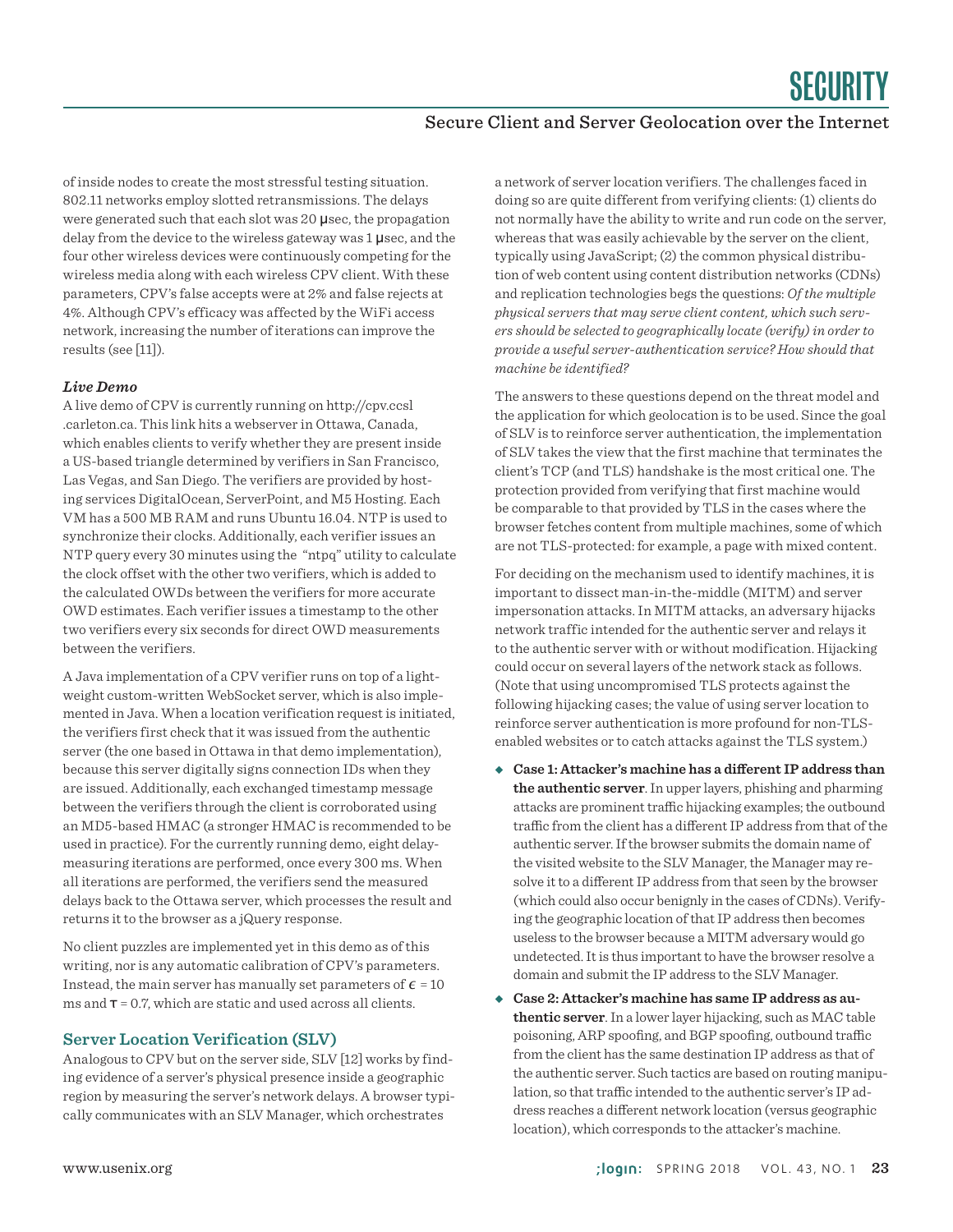of inside nodes to create the most stressful testing situation. 802.11 networks employ slotted retransmissions. The delays were generated such that each slot was 20 μsec, the propagation delay from the device to the wireless gateway was 1 μsec, and the four other wireless devices were continuously competing for the wireless media along with each wireless CPV client. With these parameters, CPV's false accepts were at 2% and false rejects at 4%. Although CPV's efficacy was affected by the WiFi access network, increasing the number of iterations can improve the results (see [11]).

### *Live Demo*

A live demo of CPV is currently running on http://cpv.ccsl.carleton.ca. This link hits a webserver in Ottawa, Canada, which enables clients to verify whether they are present inside a US-based triangle determined by verifiers in San Francisco, Las Vegas, and San Diego. The verifiers are provided by hosting services DigitalOcean, ServerPoint, and M5 Hosting. Each VM has a 500 MB RAM and runs Ubuntu 16.04. NTP is used to synchronize their clocks. Additionally, each verifier issues an NTP query every 30 minutes using the "ntpq" utility to calculate the clock offset with the other two verifiers, which is added to the calculated OWDs between the verifiers for more accurate OWD estimates. Each verifier issues a timestamp to the other two verifiers every six seconds for direct OWD measurements between the verifiers.

A Java implementation of a CPV verifier runs on top of a lightweight custom-written WebSocket server, which is also implemented in Java. When a location verification request is initiated, the verifiers first check that it was issued from the authentic server (the one based in Ottawa in that demo implementation), because this server digitally signs connection IDs when they are issued. Additionally, each exchanged timestamp message between the verifiers through the client is corroborated using an MD5-based HMAC (a stronger HMAC is recommended to be used in practice). For the currently running demo, eight delay-measuring iterations are performed, once every 300 ms. When all iterations are performed, the verifiers send the measured delays back to the Ottawa server, which processes the result and returns it to the browser as a jQuery response.

No client puzzles are implemented yet in this demo as of this writing, nor is any automatic calibration of CPV's parameters. Instead, the main server has manually set parameters of $\epsilon = 10$ ms and $\tau = 0.7$, which are static and used across all clients.

## Server Location Verification (SLV)

Analogous to CPV but on the server side, SLV [12] works by finding evidence of a server's physical presence inside a geographic region by measuring the server's network delays. A browser typically communicates with an SLV Manager, which orchestrates a network of server location verifiers. The challenges faced in doing so are quite different from verifying clients: (1) clients do not normally have the ability to write and run code on the server, whereas that was easily achievable by the server on the client, typically using JavaScript; (2) the common physical distribution of web content using content distribution networks (CDNs) and replication technologies begs the questions: *Of the multiple physical servers that may serve client content, which such servers should be selected to geographically locate (verify) in order to provide a useful server-authentication service? How should that machine be identified?*

The answers to these questions depend on the threat model and the application for which geolocation is to be used. Since the goal of SLV is to reinforce server authentication, the implementation of SLV takes the view that the first machine that terminates the client's TCP (and TLS) handshake is the most critical one. The protection provided from verifying that first machine would be comparable to that provided by TLS in the cases where the browser fetches content from multiple machines, some of which are not TLS-protected: for example, a page with mixed content.

For deciding on the mechanism used to identify machines, it is important to dissect man-in-the-middle (MITM) and server impersonation attacks. In MITM attacks, an adversary hijacks network traffic intended for the authentic server and relays it to the authentic server with or without modification. Hijacking could occur on several layers of the network stack as follows. (Note that using uncompromised TLS protects against the following hijacking cases; the value of using server location to reinforce server authentication is more profound for non-TLS-enabled websites or to catch attacks against the TLS system.)

- **Case 1: Attacker's machine has a different IP address than the authentic server**. In upper layers, phishing and pharming attacks are prominent traffic hijacking examples; the outbound traffic from the client has a different IP address from that of the authentic server. If the browser submits the domain name of the visited website to the SLV Manager, the Manager may resolve it to a different IP address from that seen by the browser (which could also occur benignly in the cases of CDNs). Verifying the geographic location of that IP address then becomes useless to the browser because a MITM adversary would go undetected. It is thus important to have the browser resolve a domain and submit the IP address to the SLV Manager.
- **Case 2: Attacker's machine has same IP address as authentic server**. In a lower layer hijacking, such as MAC table poisoning, ARP spoofing, and BGP spoofing, outbound traffic from the client has the same destination IP address as that of the authentic server. Such tactics are based on routing manipulation, so that traffic intended to the authentic server's IP address reaches a different network location (versus geographic location), which corresponds to the attacker's machine.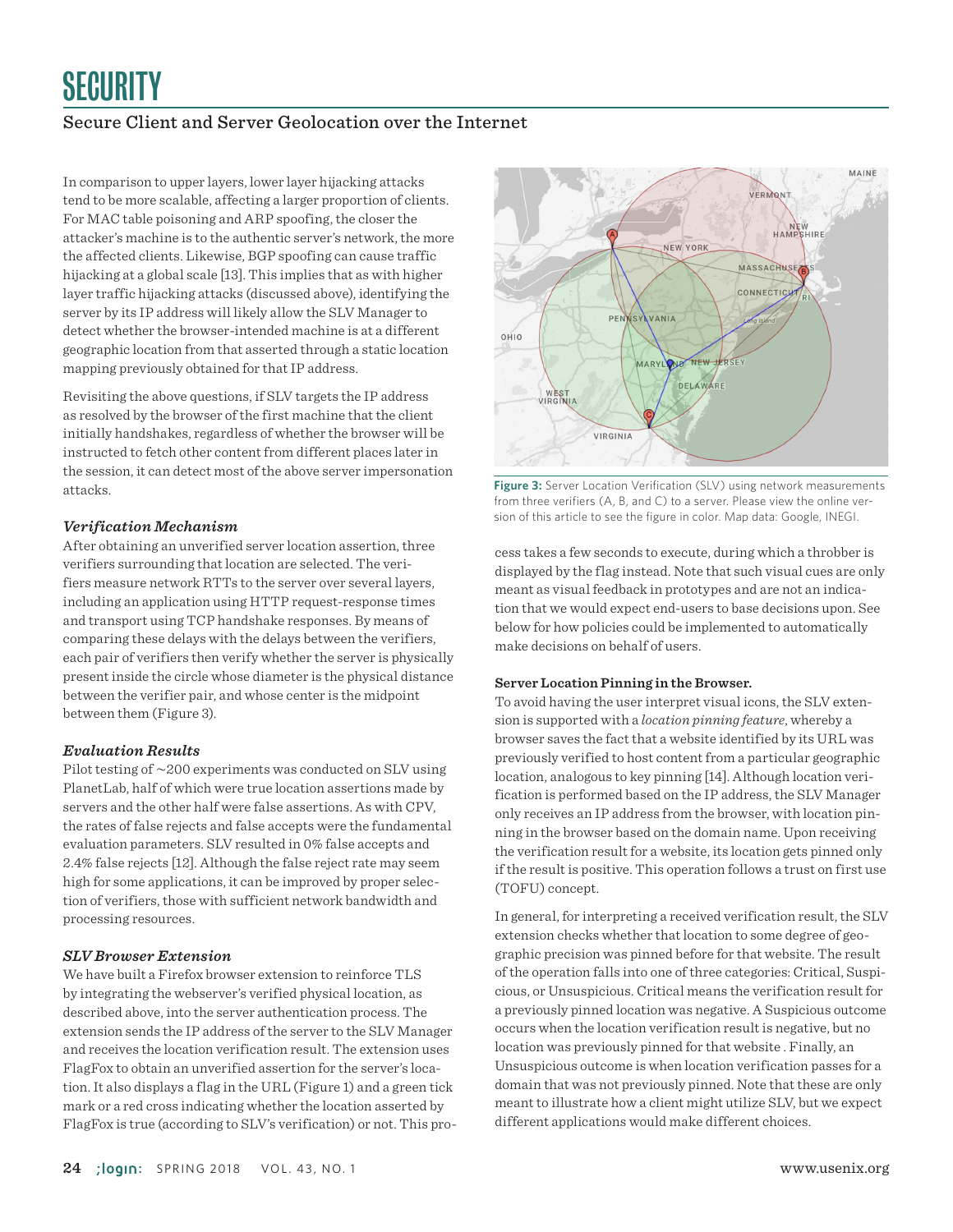In comparison to upper layers, lower layer hijacking attacks tend to be more scalable, affecting a larger proportion of clients. For MAC table poisoning and ARP spoofing, the closer the attacker's machine is to the authentic server's network, the more the affected clients. Likewise, BGP spoofing can cause traffic hijacking at a global scale [13]. This implies that as with higher layer traffic hijacking attacks (discussed above), identifying the server by its IP address will likely allow the SLV Manager to detect whether the browser-intended machine is at a different geographic location from that asserted through a static location mapping previously obtained for that IP address.

Revisiting the above questions, if SLV targets the IP address as resolved by the browser of the first machine that the client initially handshakes, regardless of whether the browser will be instructed to fetch other content from different places later in the session, it can detect most of the above server impersonation attacks.

### *Verification Mechanism*

After obtaining an unverified server location assertion, three verifiers surrounding that location are selected. The verifiers measure network RTTs to the server over several layers, including an application using HTTP request-response times and transport using TCP handshake responses. By means of comparing these delays with the delays between the verifiers, each pair of verifiers then verify whether the server is physically present inside the circle whose diameter is the physical distance between the verifier pair, and whose center is the midpoint between them (Figure 3).

### *Evaluation Results*

Pilot testing of ~200 experiments was conducted on SLV using PlanetLab, half of which were true location assertions made by servers and the other half were false assertions. As with CPV, the rates of false rejects and false accepts were the fundamental evaluation parameters. SLV resulted in 0% false accepts and 2.4% false rejects [12]. Although the false reject rate may seem high for some applications, it can be improved by proper selection of verifiers, those with sufficient network bandwidth and processing resources.

### *SLV Browser Extension*

We have built a Firefox browser extension to reinforce TLS by integrating the webserver's verified physical location, as described above, into the server authentication process. The extension sends the IP address of the server to the SLV Manager and receives the location verification result. The extension uses FlagFox to obtain an unverified assertion for the server's location. It also displays a flag in the URL (Figure 1) and a green tick mark or a red cross indicating whether the location asserted by FlagFox is true (according to SLV's verification) or not. This process takes a few seconds to execute, during which a throbber is displayed by the flag instead. Note that such visual cues are only meant as visual feedback in prototypes and are not an indication that we would expect end-users to base decisions upon. See below for how policies could be implemented to automatically make decisions on behalf of users.

**Figure 3:** Server Location Verification (SLV) using network measurements from three verifiers (A, B, and C) to a server. Please view the online version of this article to see the figure in color. Map data: Google, INEGI.

**Server Location Pinning in the Browser.**

To avoid having the user interpret visual icons, the SLV extension is supported with a *location pinning feature*, whereby a browser saves the fact that a website identified by its URL was previously verified to host content from a particular geographic location, analogous to key pinning [14]. Although location verification is performed based on the IP address, the SLV Manager only receives an IP address from the browser, with location pinning in the browser based on the domain name. Upon receiving the verification result for a website, its location gets pinned only if the result is positive. This operation follows a trust on first use (TOFU) concept.

In general, for interpreting a received verification result, the SLV extension checks whether that location to some degree of geographic precision was pinned before for that website. The result of the operation falls into one of three categories: Critical, Suspicious, or Unsuspicious. Critical means the verification result for a previously pinned location was negative. A Suspicious outcome occurs when the location verification result is negative, but no location was previously pinned for that website . Finally, an Unsuspicious outcome is when location verification passes for a domain that was not previously pinned. Note that these are only meant to illustrate how a client might utilize SLV, but we expect different applications would make different choices.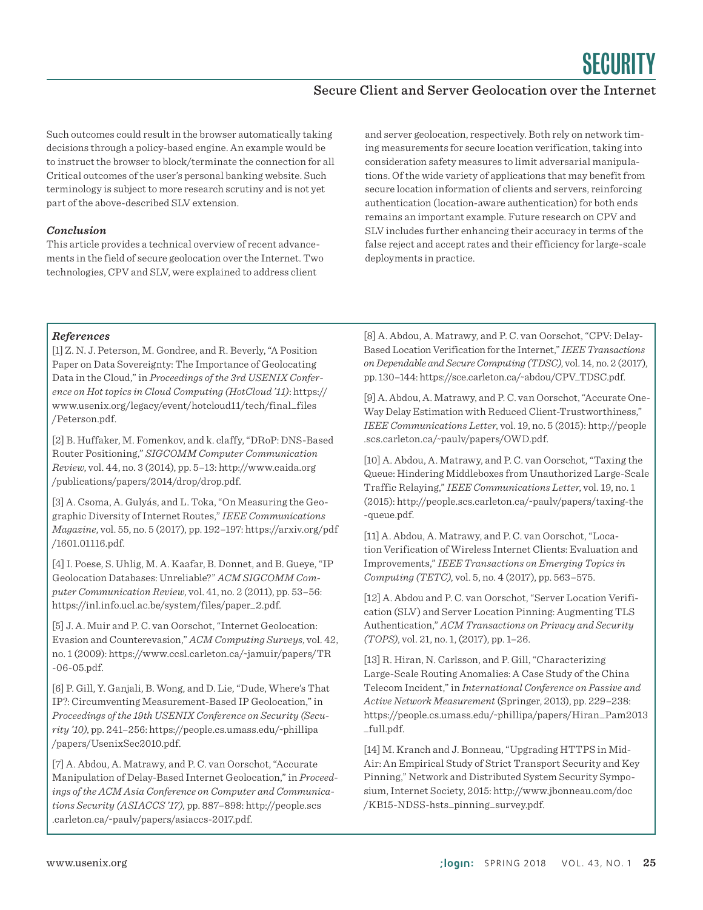Such outcomes could result in the browser automatically taking decisions through a policy-based engine. An example would be to instruct the browser to block/terminate the connection for all Critical outcomes of the user's personal banking website. Such terminology is subject to more research scrutiny and is not yet part of the above-described SLV extension.

### *Conclusion*

This article provides a technical overview of recent advancements in the field of secure geolocation over the Internet. Two technologies, CPV and SLV, were explained to address client and server geolocation, respectively. Both rely on network timing measurements for secure location verification, taking into consideration safety measures to limit adversarial manipulations. Of the wide variety of applications that may benefit from secure location information of clients and servers, reinforcing authentication (location-aware authentication) for both ends remains an important example. Future research on CPV and SLV includes further enhancing their accuracy in terms of the false reject and accept rates and their efficiency for large-scale deployments in practice.

### *References*

[1] Z. N. J. Peterson, M. Gondree, and R. Beverly, "A Position Paper on Data Sovereignty: The Importance of Geolocating Data in the Cloud," in *Proceedings of the 3rd USENIX Conference on Hot topics in Cloud Computing (HotCloud '11)*: https://www.usenix.org/legacy/event/hotcloud11/tech/final_files/Peterson.pdf.

[2] B. Huffaker, M. Fomenkov, and k. claffy, "DRoP: DNS-Based Router Positioning," *SIGCOMM Computer Communication Review*, vol. 44, no. 3 (2014), pp. 5–13: http://www.caida.org/publications/papers/2014/drop/drop.pdf.

[3] A. Csoma, A. Gulyás, and L. Toka, "On Measuring the Geographic Diversity of Internet Routes," *IEEE Communications Magazine*, vol. 55, no. 5 (2017), pp. 192–197: https://arxiv.org/pdf/1601.01116.pdf.

[4] I. Poese, S. Uhlig, M. A. Kaafar, B. Donnet, and B. Gueye, "IP Geolocation Databases: Unreliable?" *ACM SIGCOMM Computer Communication Review*, vol. 41, no. 2 (2011), pp. 53–56: https://inl.info.ucl.ac.be/system/files/paper_2.pdf.

[5] J. A. Muir and P. C. van Oorschot, "Internet Geolocation: Evasion and Counterevasion," *ACM Computing Surveys*, vol. 42, no. 1 (2009): https://www.ccsl.carleton.ca/~jamuir/papers/TR-06-05.pdf.

[6] P. Gill, Y. Ganjali, B. Wong, and D. Lie, "Dude, Where's That IP?: Circumventing Measurement-Based IP Geolocation," in *Proceedings of the 19th USENIX Conference on Security (Security '10)*, pp. 241–256: https://people.cs.umass.edu/~phillipa/papers/UsenixSec2010.pdf.

[7] A. Abdou, A. Matrawy, and P. C. van Oorschot, "Accurate Manipulation of Delay-Based Internet Geolocation," in *Proceedings of the ACM Asia Conference on Computer and Communications Security (ASIACCS '17)*, pp. 887–898: http://people.scs.carleton.ca/~paulv/papers/asiaccs-2017.pdf.

[8] A. Abdou, A. Matrawy, and P. C. van Oorschot, "CPV: Delay-Based Location Verification for the Internet," *IEEE Transactions on Dependable and Secure Computing (TDSC)*, vol. 14, no. 2 (2017), pp. 130–144: https://sce.carleton.ca/~abdou/CPV_TDSC.pdf.

[9] A. Abdou, A. Matrawy, and P. C. van Oorschot, "Accurate One-Way Delay Estimation with Reduced Client-Trustworthiness," *IEEE Communications Letter*, vol. 19, no. 5 (2015): http://people.scs.carleton.ca/~paulv/papers/OWD.pdf.

[10] A. Abdou, A. Matrawy, and P. C. van Oorschot, "Taxing the Queue: Hindering Middleboxes from Unauthorized Large-Scale Traffic Relaying," *IEEE Communications Letter*, vol. 19, no. 1 (2015): http://people.scs.carleton.ca/~paulv/papers/taxing-the-queue.pdf.

[11] A. Abdou, A. Matrawy, and P. C. van Oorschot, "Location Verification of Wireless Internet Clients: Evaluation and Improvements," *IEEE Transactions on Emerging Topics in Computing (TETC)*, vol. 5, no. 4 (2017), pp. 563–575.

[12] A. Abdou and P. C. van Oorschot, "Server Location Verification (SLV) and Server Location Pinning: Augmenting TLS Authentication," *ACM Transactions on Privacy and Security (TOPS)*, vol. 21, no. 1, (2017), pp. 1–26.

[13] R. Hiran, N. Carlsson, and P. Gill, "Characterizing Large-Scale Routing Anomalies: A Case Study of the China Telecom Incident," in *International Conference on Passive and Active Network Measurement* (Springer, 2013), pp. 229–238: https://people.cs.umass.edu/~phillipa/papers/Hiran_Pam2013_full.pdf.

[14] M. Kranch and J. Bonneau, "Upgrading HTTPS in Mid-Air: An Empirical Study of Strict Transport Security and Key Pinning," Network and Distributed System Security Symposium, Internet Society, 2015: http://www.jbonneau.com/doc/KB15-NDSS-hsts_pinning_survey.pdf.